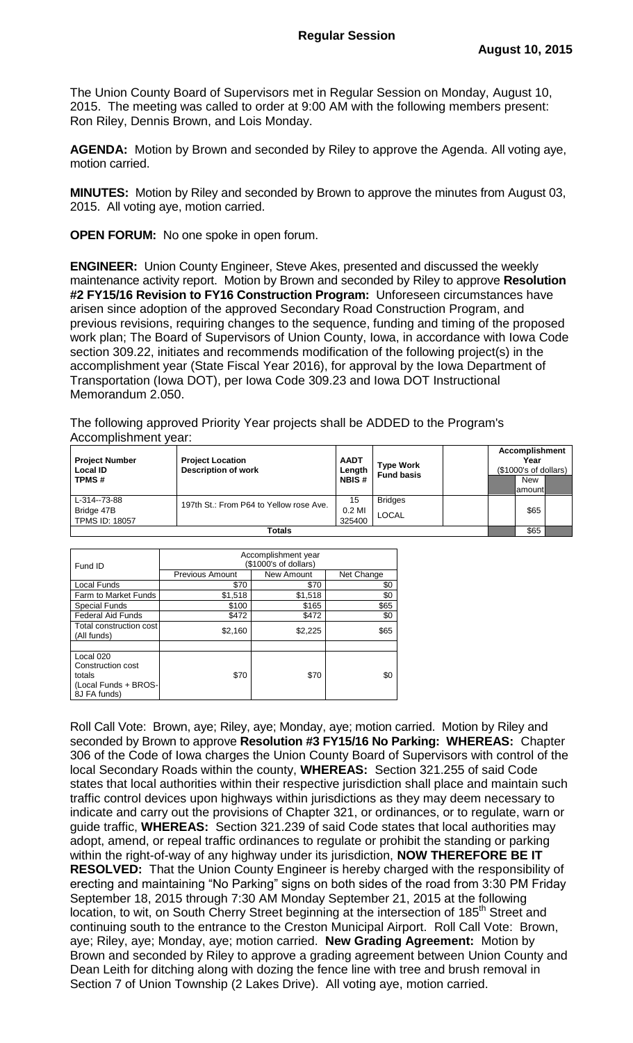# Regular Session

**August 10, 2015**

The Union County Board of Supervisors met in Regular Session on Monday, August 10, 2015. The meeting was called to order at 9:00 AM with the following members present: Ron Riley, Dennis Brown, and Lois Monday.

**AGENDA:** Motion by Brown and seconded by Riley to approve the Agenda. All voting aye, motion carried.

**MINUTES:** Motion by Riley and seconded by Brown to approve the minutes from August 03, 2015. All voting aye, motion carried.

**OPEN FORUM:** No one spoke in open forum.

**ENGINEER:** Union County Engineer, Steve Akes, presented and discussed the weekly maintenance activity report. Motion by Brown and seconded by Riley to approve **Resolution #2 FY15/16 Revision to FY16 Construction Program:** Unforeseen circumstances have arisen since adoption of the approved Secondary Road Construction Program, and previous revisions, requiring changes to the sequence, funding and timing of the proposed work plan; The Board of Supervisors of Union County, Iowa, in accordance with Iowa Code section 309.22, initiates and recommends modification of the following project(s) in the accomplishment year (State Fiscal Year 2016), for approval by the Iowa Department of Transportation (Iowa DOT), per Iowa Code 309.23 and Iowa DOT Instructional Memorandum 2.050.

The following approved Priority Year projects shall be ADDED to the Program's Accomplishment year:

| Project Number<br>Local ID<br>TPMS # | Project Location<br>Description of work | AADT<br>Length<br>NBIS # | Type Work<br>Fund basis | | Accomplishment Year ($1000's of dollars)<br>New amount |
|---|---|---|---|---|---|
| L-314--73-88<br>Bridge 47B<br>TPMS ID: 18057 | 197th St.: From P64 to Yellow rose Ave. | 15<br>0.2 MI<br>325400 | Bridges<br>LOCAL | | $65 |
| Totals | | | | | $65 |

| Fund ID | Accomplishment year ($1000's of dollars) | | |
|---|---|---|---|
| | Previous Amount | New Amount | Net Change |
| Local Funds | $70 | $70 | $0 |
| Farm to Market Funds | $1,518 | $1,518 | $0 |
| Special Funds | $100 | $165 | $65 |
| Federal Aid Funds | $472 | $472 | $0 |
| Total construction cost (All funds) | $2,160 | $2,225 | $65 |
| | | | |
| Local 020 Construction cost totals (Local Funds + BROS-8J FA funds) | $70 | $70 | $0 |

Roll Call Vote: Brown, aye; Riley, aye; Monday, aye; motion carried. Motion by Riley and seconded by Brown to approve **Resolution #3 FY15/16 No Parking: WHEREAS:** Chapter 306 of the Code of Iowa charges the Union County Board of Supervisors with control of the local Secondary Roads within the county, **WHEREAS:** Section 321.255 of said Code states that local authorities within their respective jurisdiction shall place and maintain such traffic control devices upon highways within jurisdictions as they may deem necessary to indicate and carry out the provisions of Chapter 321, or ordinances, or to regulate, warn or guide traffic, **WHEREAS:** Section 321.239 of said Code states that local authorities may adopt, amend, or repeal traffic ordinances to regulate or prohibit the standing or parking within the right-of-way of any highway under its jurisdiction, **NOW THEREFORE BE IT RESOLVED:** That the Union County Engineer is hereby charged with the responsibility of erecting and maintaining "No Parking" signs on both sides of the road from 3:30 PM Friday September 18, 2015 through 7:30 AM Monday September 21, 2015 at the following location, to wit, on South Cherry Street beginning at the intersection of 185th Street and continuing south to the entrance to the Creston Municipal Airport. Roll Call Vote: Brown, aye; Riley, aye; Monday, aye; motion carried. **New Grading Agreement:** Motion by Brown and seconded by Riley to approve a grading agreement between Union County and Dean Leith for ditching along with dozing the fence line with tree and brush removal in Section 7 of Union Township (2 Lakes Drive). All voting aye, motion carried.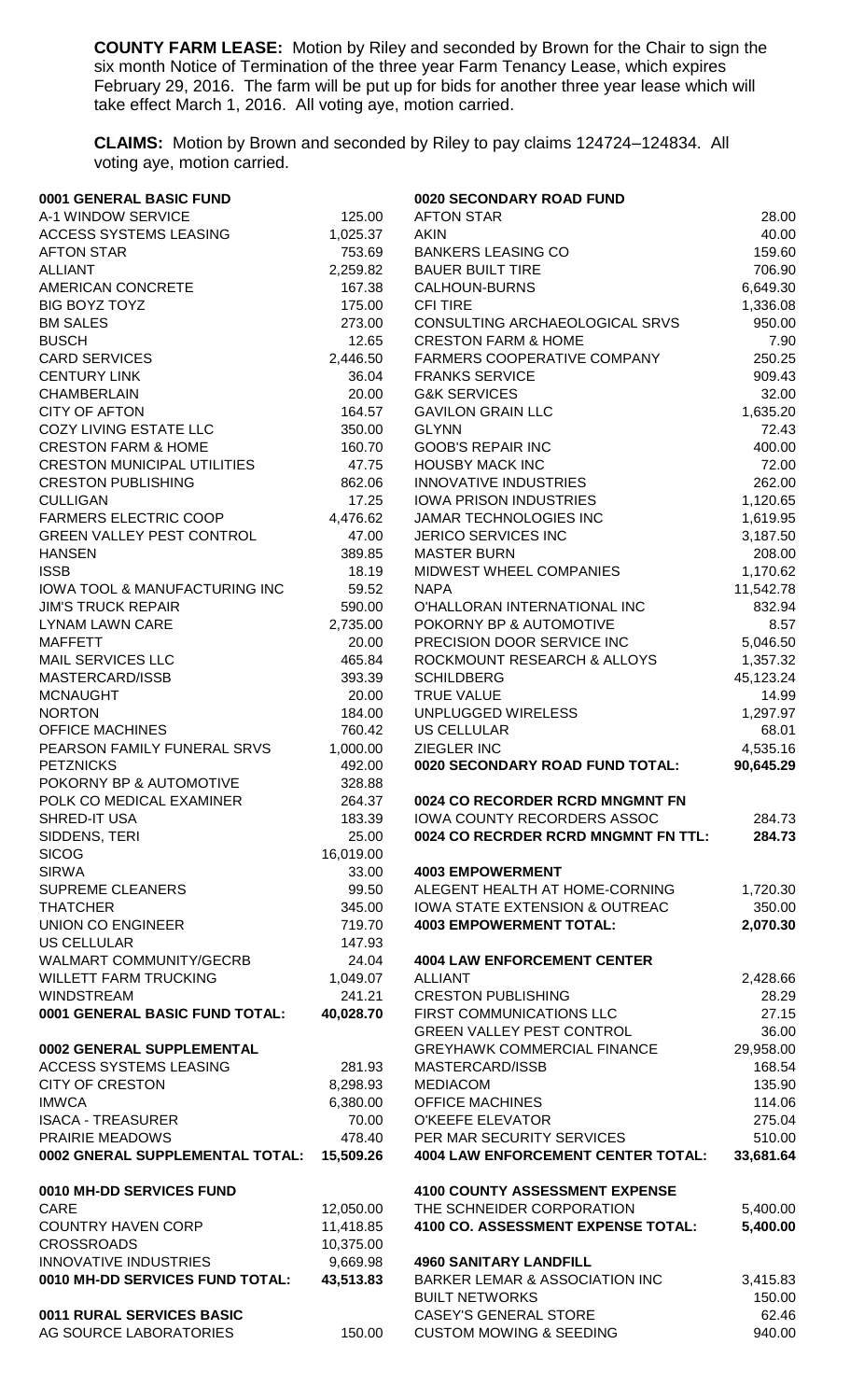**COUNTY FARM LEASE:** Motion by Riley and seconded by Brown for the Chair to sign the six month Notice of Termination of the three year Farm Tenancy Lease, which expires February 29, 2016. The farm will be put up for bids for another three year lease which will take effect March 1, 2016. All voting aye, motion carried.

**CLAIMS:** Motion by Brown and seconded by Riley to pay claims 124724–124834. All voting aye, motion carried.

| **0001 GENERAL BASIC FUND** | |
|---|---|
| A-1 WINDOW SERVICE | 125.00 |
| ACCESS SYSTEMS LEASING | 1,025.37 |
| AFTON STAR | 753.69 |
| ALLIANT | 2,259.82 |
| AMERICAN CONCRETE | 167.38 |
| BIG BOYZ TOYZ | 175.00 |
| BM SALES | 273.00 |
| BUSCH | 12.65 |
| CARD SERVICES | 2,446.50 |
| CENTURY LINK | 36.04 |
| CHAMBERLAIN | 20.00 |
| CITY OF AFTON | 164.57 |
| COZY LIVING ESTATE LLC | 350.00 |
| CRESTON FARM & HOME | 160.70 |
| CRESTON MUNICIPAL UTILITIES | 47.75 |
| CRESTON PUBLISHING | 862.06 |
| CULLIGAN | 17.25 |
| FARMERS ELECTRIC COOP | 4,476.62 |
| GREEN VALLEY PEST CONTROL | 47.00 |
| HANSEN | 389.85 |
| ISSB | 18.19 |
| IOWA TOOL & MANUFACTURING INC | 59.52 |
| JIM'S TRUCK REPAIR | 590.00 |
| LYNAM LAWN CARE | 2,735.00 |
| MAFFETT | 20.00 |
| MAIL SERVICES LLC | 465.84 |
| MASTERCARD/ISSB | 393.39 |
| MCNAUGHT | 20.00 |
| NORTON | 184.00 |
| OFFICE MACHINES | 760.42 |
| PEARSON FAMILY FUNERAL SRVS | 1,000.00 |
| PETZNICKS | 492.00 |
| POKORNY BP & AUTOMOTIVE | 328.88 |
| POLK CO MEDICAL EXAMINER | 264.37 |
| SHRED-IT USA | 183.39 |
| SIDDENS, TERI | 25.00 |
| SICOG | 16,019.00 |
| SIRWA | 33.00 |
| SUPREME CLEANERS | 99.50 |
| THATCHER | 345.00 |
| UNION CO ENGINEER | 719.70 |
| US CELLULAR | 147.93 |
| WALMART COMMUNITY/GECRB | 24.04 |
| WILLETT FARM TRUCKING | 1,049.07 |
| WINDSTREAM | 241.21 |
| **0001 GENERAL BASIC FUND TOTAL:** | **40,028.70** |

| **0002 GENERAL SUPPLEMENTAL** | |
|---|---|
| ACCESS SYSTEMS LEASING | 281.93 |
| CITY OF CRESTON | 8,298.93 |
| IMWCA | 6,380.00 |
| ISACA - TREASURER | 70.00 |
| PRAIRIE MEADOWS | 478.40 |
| **0002 GENERAL SUPPLEMENTAL TOTAL:** | **15,509.26** |

| **0010 MH-DD SERVICES FUND** | |
|---|---|
| CARE | 12,050.00 |
| COUNTRY HAVEN CORP | 11,418.85 |
| CROSSROADS | 10,375.00 |
| INNOVATIVE INDUSTRIES | 9,669.98 |
| **0010 MH-DD SERVICES FUND TOTAL:** | **43,513.83** |

| **0011 RURAL SERVICES BASIC** | |
|---|---|
| AG SOURCE LABORATORIES | 150.00 |

| **0020 SECONDARY ROAD FUND** | |
|---|---|
| AFTON STAR | 28.00 |
| AKIN | 40.00 |
| BANKERS LEASING CO | 159.60 |
| BAUER BUILT TIRE | 706.90 |
| CALHOUN-BURNS | 6,649.30 |
| CFI TIRE | 1,336.08 |
| CONSULTING ARCHAEOLOGICAL SRVS | 950.00 |
| CRESTON FARM & HOME | 7.90 |
| FARMERS COOPERATIVE COMPANY | 250.25 |
| FRANKS SERVICE | 909.43 |
| G&K SERVICES | 32.00 |
| GAVILON GRAIN LLC | 1,635.20 |
| GLYNN | 72.43 |
| GOOB'S REPAIR INC | 400.00 |
| HOUSBY MACK INC | 72.00 |
| INNOVATIVE INDUSTRIES | 262.00 |
| IOWA PRISON INDUSTRIES | 1,120.65 |
| JAMAR TECHNOLOGIES INC | 1,619.95 |
| JERICO SERVICES INC | 3,187.50 |
| MASTER BURN | 208.00 |
| MIDWEST WHEEL COMPANIES | 1,170.62 |
| NAPA | 11,542.78 |
| O'HALLORAN INTERNATIONAL INC | 832.94 |
| POKORNY BP & AUTOMOTIVE | 8.57 |
| PRECISION DOOR SERVICE INC | 5,046.50 |
| ROCKMOUNT RESEARCH & ALLOYS | 1,357.32 |
| SCHILDBERG | 45,123.24 |
| TRUE VALUE | 14.99 |
| UNPLUGGED WIRELESS | 1,297.97 |
| US CELLULAR | 68.01 |
| ZIEGLER INC | 4,535.16 |
| **0020 SECONDARY ROAD FUND TOTAL:** | **90,645.29** |

| **0024 CO RECORDER RCRD MNGMNT FN** | |
|---|---|
| IOWA COUNTY RECORDERS ASSOC | 284.73 |
| **0024 CO RECRDER RCRD MNGMNT FN TTL:** | **284.73** |

| **4003 EMPOWERMENT** | |
|---|---|
| ALEGENT HEALTH AT HOME-CORNING | 1,720.30 |
| IOWA STATE EXTENSION & OUTREAC | 350.00 |
| **4003 EMPOWERMENT TOTAL:** | **2,070.30** |

| **4004 LAW ENFORCEMENT CENTER** | |
|---|---|
| ALLIANT | 2,428.66 |
| CRESTON PUBLISHING | 28.29 |
| FIRST COMMUNICATIONS LLC | 27.15 |
| GREEN VALLEY PEST CONTROL | 36.00 |
| GREYHAWK COMMERCIAL FINANCE | 29,958.00 |
| MASTERCARD/ISSB | 168.54 |
| MEDIACOM | 135.90 |
| OFFICE MACHINES | 114.06 |
| O'KEEFE ELEVATOR | 275.04 |
| PER MAR SECURITY SERVICES | 510.00 |
| **4004 LAW ENFORCEMENT CENTER TOTAL:** | **33,681.64** |

| **4100 COUNTY ASSESSMENT EXPENSE** | |
|---|---|
| THE SCHNEIDER CORPORATION | 5,400.00 |
| **4100 CO. ASSESSMENT EXPENSE TOTAL:** | **5,400.00** |

| **4960 SANITARY LANDFILL** | |
|---|---|
| BARKER LEMAR & ASSOCIATION INC | 3,415.83 |
| BUILT NETWORKS | 150.00 |
| CASEY'S GENERAL STORE | 62.46 |
| CUSTOM MOWING & SEEDING | 940.00 |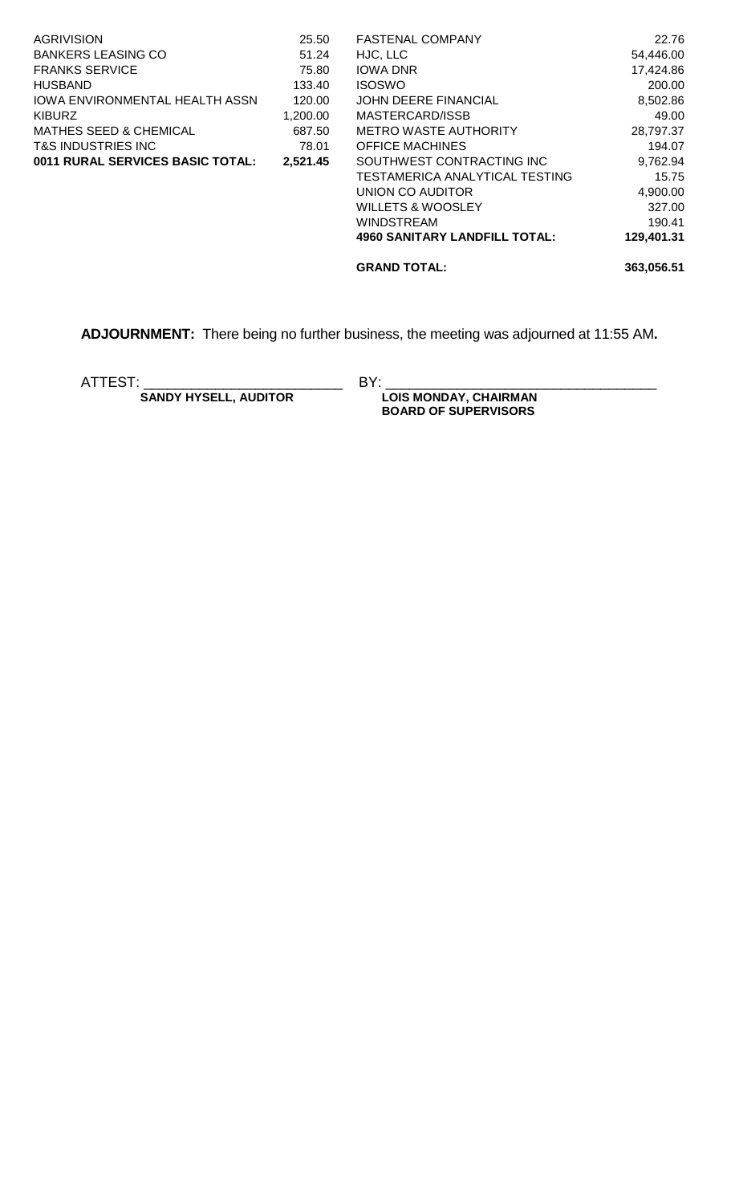| | | | |
|---|---|---|---|
| AGRIVISION | 25.50 | FASTENAL COMPANY | 22.76 |
| BANKERS LEASING CO | 51.24 | HJC, LLC | 54,446.00 |
| FRANKS SERVICE | 75.80 | IOWA DNR | 17,424.86 |
| HUSBAND | 133.40 | ISOSWO | 200.00 |
| IOWA ENVIRONMENTAL HEALTH ASSN | 120.00 | JOHN DEERE FINANCIAL | 8,502.86 |
| KIBURZ | 1,200.00 | MASTERCARD/ISSB | 49.00 |
| MATHES SEED & CHEMICAL | 687.50 | METRO WASTE AUTHORITY | 28,797.37 |
| T&S INDUSTRIES INC | 78.01 | OFFICE MACHINES | 194.07 |
| **0011 RURAL SERVICES BASIC TOTAL:** | **2,521.45** | SOUTHWEST CONTRACTING INC | 9,762.94 |
| | | TESTAMERICA ANALYTICAL TESTING | 15.75 |
| | | UNION CO AUDITOR | 4,900.00 |
| | | WILLETS & WOOSLEY | 327.00 |
| | | WINDSTREAM | 190.41 |
| | | **4960 SANITARY LANDFILL TOTAL:** | **129,401.31** |
| | | **GRAND TOTAL:** | **363,056.51** |

**ADJOURNMENT:** There being no further business, the meeting was adjourned at 11:55 AM**.**

ATTEST: ___________________________ BY: ___________________________________

**SANDY HYSELL, AUDITOR** **LOIS MONDAY, CHAIRMAN**
**BOARD OF SUPERVISORS**